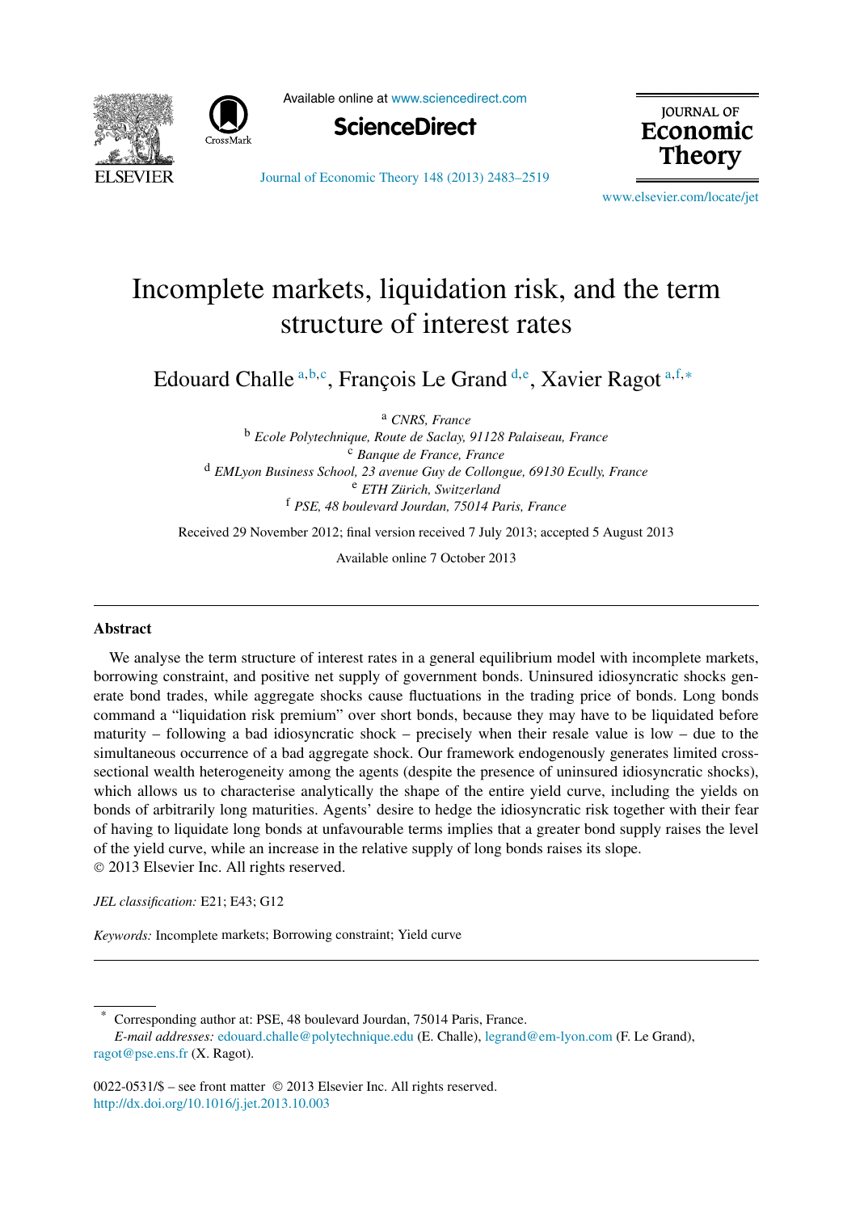# Incomplete markets, liquidation risk, and the term structure of interest rates

Edouard Challe [a,b,c], François Le Grand [d,e], Xavier Ragot [a,f,*]

[a] *CNRS, France*
[b] *Ecole Polytechnique, Route de Saclay, 91128 Palaiseau, France*
[c] *Banque de France, France*
[d] *EMLyon Business School, 23 avenue Guy de Collongue, 69130 Ecully, France*
[e] *ETH Zürich, Switzerland*
[f] *PSE, 48 boulevard Jourdan, 75014 Paris, France*

Received 29 November 2012; final version received 7 July 2013; accepted 5 August 2013

Available online 7 October 2013

## Abstract

We analyse the term structure of interest rates in a general equilibrium model with incomplete markets, borrowing constraint, and positive net supply of government bonds. Uninsured idiosyncratic shocks generate bond trades, while aggregate shocks cause fluctuations in the trading price of bonds. Long bonds command a "liquidation risk premium" over short bonds, because they may have to be liquidated before maturity – following a bad idiosyncratic shock – precisely when their resale value is low – due to the simultaneous occurrence of a bad aggregate shock. Our framework endogenously generates limited cross-sectional wealth heterogeneity among the agents (despite the presence of uninsured idiosyncratic shocks), which allows us to characterise analytically the shape of the entire yield curve, including the yields on bonds of arbitrarily long maturities. Agents' desire to hedge the idiosyncratic risk together with their fear of having to liquidate long bonds at unfavourable terms implies that a greater bond supply raises the level of the yield curve, while an increase in the relative supply of long bonds raises its slope.
© 2013 Elsevier Inc. All rights reserved.

*JEL classification:* E21; E43; G12

*Keywords:* Incomplete markets; Borrowing constraint; Yield curve

---

\* Corresponding author at: PSE, 48 boulevard Jourdan, 75014 Paris, France.
*E-mail addresses:* edouard.challe@polytechnique.edu (E. Challe), legrand@em-lyon.com (F. Le Grand), ragot@pse.ens.fr (X. Ragot).

0022-0531/$ – see front matter © 2013 Elsevier Inc. All rights reserved.
http://dx.doi.org/10.1016/j.jet.2013.10.003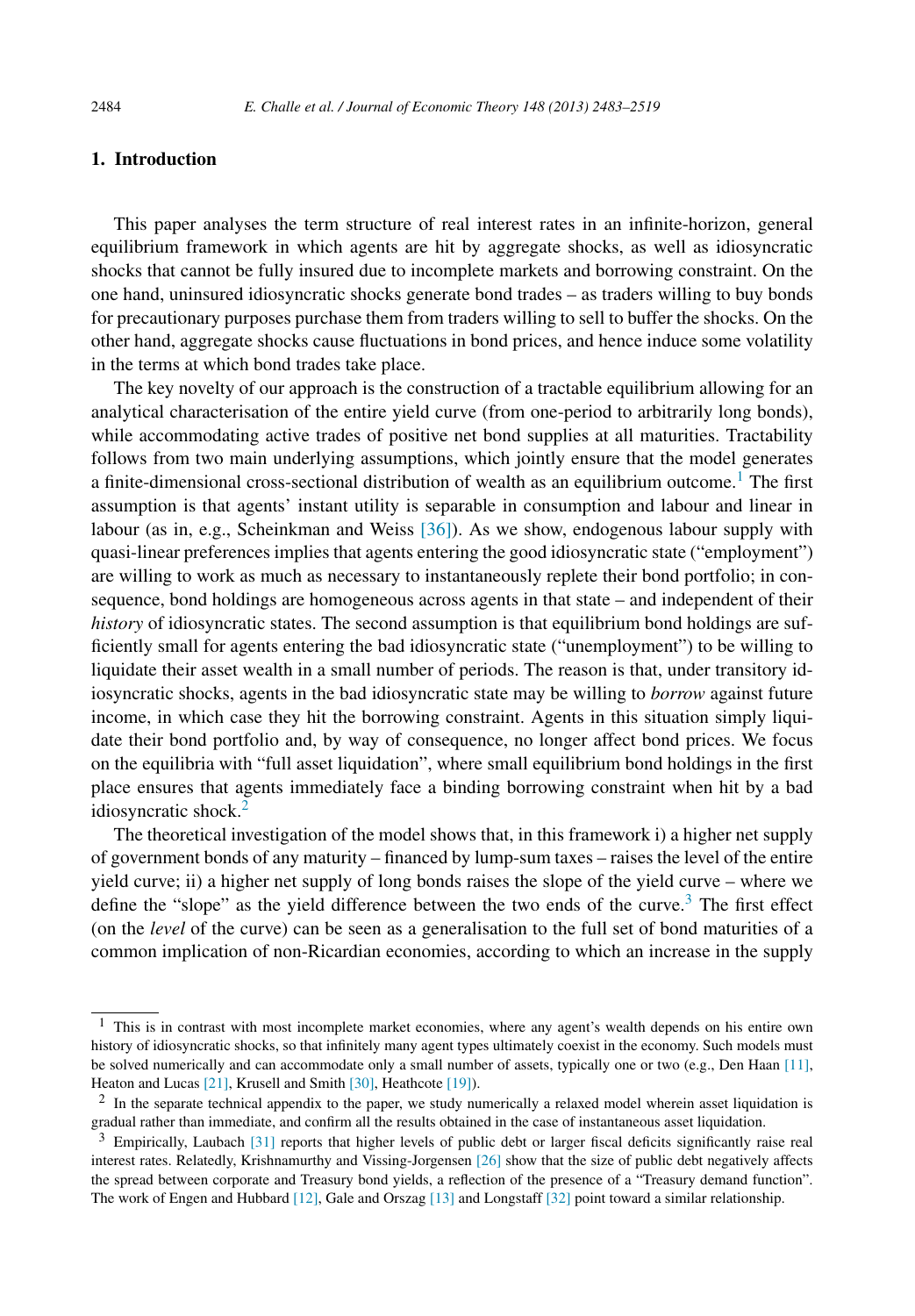## 1. Introduction

This paper analyses the term structure of real interest rates in an infinite-horizon, general equilibrium framework in which agents are hit by aggregate shocks, as well as idiosyncratic shocks that cannot be fully insured due to incomplete markets and borrowing constraint. On the one hand, uninsured idiosyncratic shocks generate bond trades – as traders willing to buy bonds for precautionary purposes purchase them from traders willing to sell to buffer the shocks. On the other hand, aggregate shocks cause fluctuations in bond prices, and hence induce some volatility in the terms at which bond trades take place.

The key novelty of our approach is the construction of a tractable equilibrium allowing for an analytical characterisation of the entire yield curve (from one-period to arbitrarily long bonds), while accommodating active trades of positive net bond supplies at all maturities. Tractability follows from two main underlying assumptions, which jointly ensure that the model generates a finite-dimensional cross-sectional distribution of wealth as an equilibrium outcome.[1] The first assumption is that agents' instant utility is separable in consumption and labour and linear in labour (as in, e.g., Scheinkman and Weiss [36]). As we show, endogenous labour supply with quasi-linear preferences implies that agents entering the good idiosyncratic state ("employment") are willing to work as much as necessary to instantaneously replete their bond portfolio; in consequence, bond holdings are homogeneous across agents in that state – and independent of their *history* of idiosyncratic states. The second assumption is that equilibrium bond holdings are sufficiently small for agents entering the bad idiosyncratic state ("unemployment") to be willing to liquidate their asset wealth in a small number of periods. The reason is that, under transitory idiosyncratic shocks, agents in the bad idiosyncratic state may be willing to *borrow* against future income, in which case they hit the borrowing constraint. Agents in this situation simply liquidate their bond portfolio and, by way of consequence, no longer affect bond prices. We focus on the equilibria with "full asset liquidation", where small equilibrium bond holdings in the first place ensures that agents immediately face a binding borrowing constraint when hit by a bad idiosyncratic shock.[2]

The theoretical investigation of the model shows that, in this framework i) a higher net supply of government bonds of any maturity – financed by lump-sum taxes – raises the level of the entire yield curve; ii) a higher net supply of long bonds raises the slope of the yield curve – where we define the "slope" as the yield difference between the two ends of the curve.[3] The first effect (on the *level* of the curve) can be seen as a generalisation to the full set of bond maturities of a common implication of non-Ricardian economies, according to which an increase in the supply

[1] This is in contrast with most incomplete market economies, where any agent's wealth depends on his entire own history of idiosyncratic shocks, so that infinitely many agent types ultimately coexist in the economy. Such models must be solved numerically and can accommodate only a small number of assets, typically one or two (e.g., Den Haan [11], Heaton and Lucas [21], Krusell and Smith [30], Heathcote [19]).

[2] In the separate technical appendix to the paper, we study numerically a relaxed model wherein asset liquidation is gradual rather than immediate, and confirm all the results obtained in the case of instantaneous asset liquidation.

[3] Empirically, Laubach [31] reports that higher levels of public debt or larger fiscal deficits significantly raise real interest rates. Relatedly, Krishnamurthy and Vissing-Jorgensen [26] show that the size of public debt negatively affects the spread between corporate and Treasury bond yields, a reflection of the presence of a "Treasury demand function". The work of Engen and Hubbard [12], Gale and Orszag [13] and Longstaff [32] point toward a similar relationship.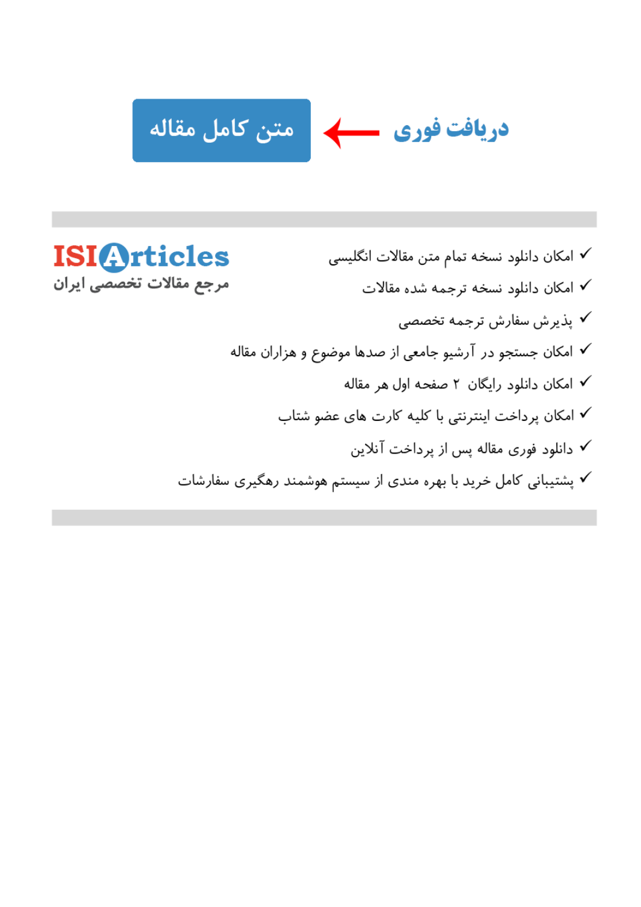دریافت فوری ← متن کامل مقاله

**ISIArticles**
مرجع مقالات تخصصی ایران

- ✓ امکان دانلود نسخه تمام متن مقالات انگلیسی
- ✓ امکان دانلود نسخه ترجمه شده مقالات
- ✓ پذیرش سفارش ترجمه تخصصی
- ✓ امکان جستجو در آرشیو جامعی از صدها موضوع و هزاران مقاله
- ✓ امکان دانلود رایگان ۲ صفحه اول هر مقاله
- ✓ امکان پرداخت اینترنتی با کلیه کارت های عضو شتاب
- ✓ دانلود فوری مقاله پس از پرداخت آنلاین
- ✓ پشتیبانی کامل خرید با بهره مندی از سیستم هوشمند رهگیری سفارشات